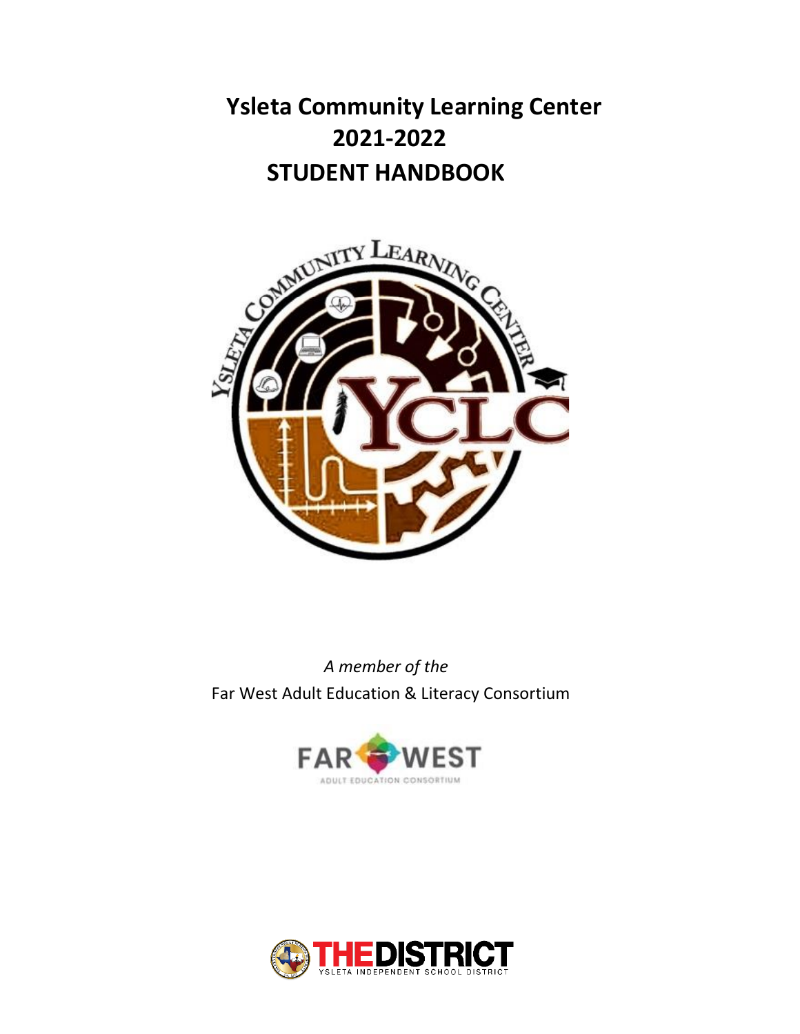# Ysleta Community Learning Center
# 2021-2022
# STUDENT HANDBOOK

*A member of the*

Far West Adult Education & Literacy Consortium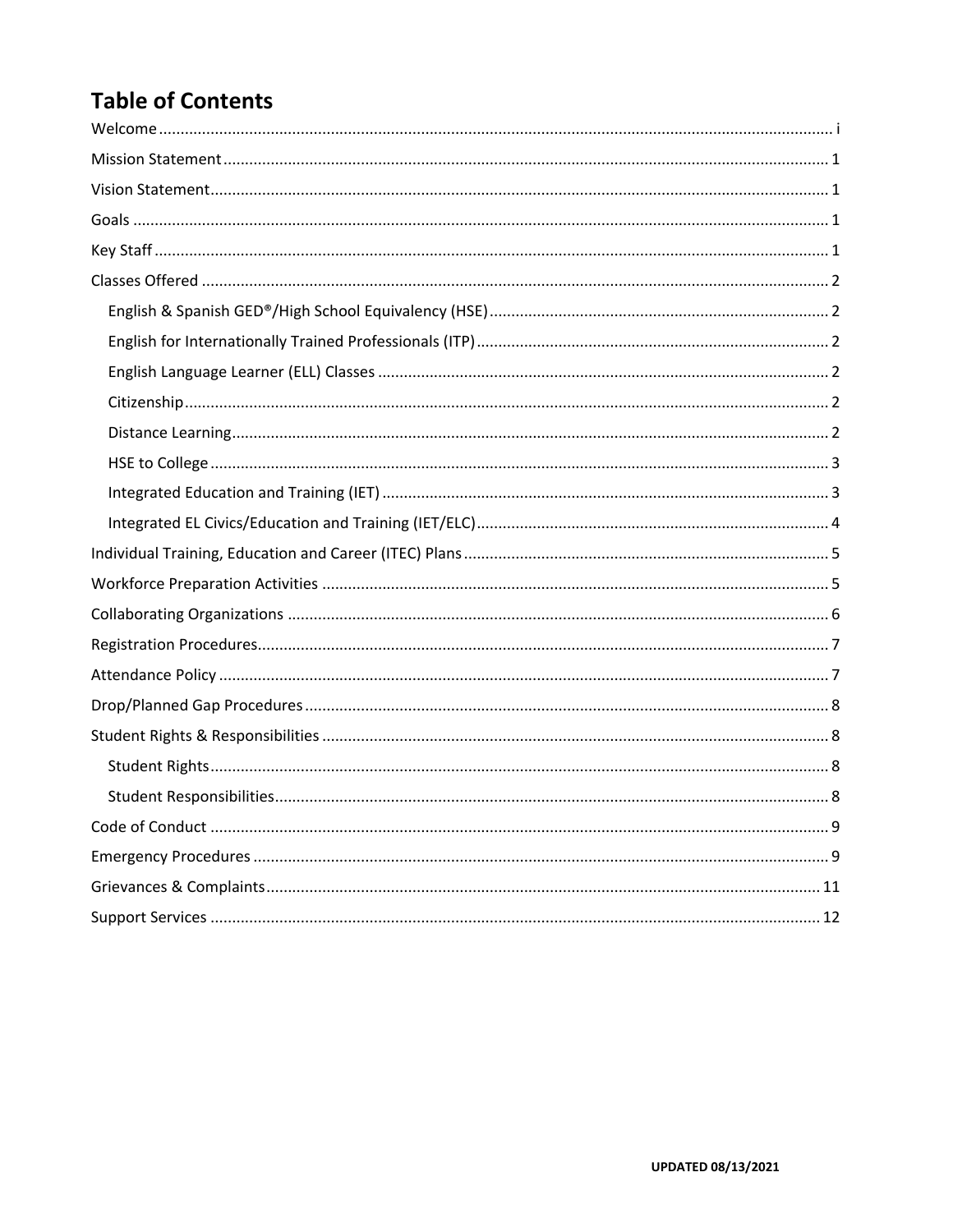# Table of Contents

- Welcome ........ i
- Mission Statement ........ 1
- Vision Statement ........ 1
- Goals ........ 1
- Key Staff ........ 1
- Classes Offered ........ 2
  - English & Spanish GED®/High School Equivalency (HSE) ........ 2
  - English for Internationally Trained Professionals (ITP) ........ 2
  - English Language Learner (ELL) Classes ........ 2
  - Citizenship ........ 2
  - Distance Learning ........ 2
  - HSE to College ........ 3
  - Integrated Education and Training (IET) ........ 3
  - Integrated EL Civics/Education and Training (IET/ELC) ........ 4
- Individual Training, Education and Career (ITEC) Plans ........ 5
- Workforce Preparation Activities ........ 5
- Collaborating Organizations ........ 6
- Registration Procedures ........ 7
- Attendance Policy ........ 7
- Drop/Planned Gap Procedures ........ 8
- Student Rights & Responsibilities ........ 8
  - Student Rights ........ 8
  - Student Responsibilities ........ 8
- Code of Conduct ........ 9
- Emergency Procedures ........ 9
- Grievances & Complaints ........ 11
- Support Services ........ 12

**UPDATED 08/13/2021**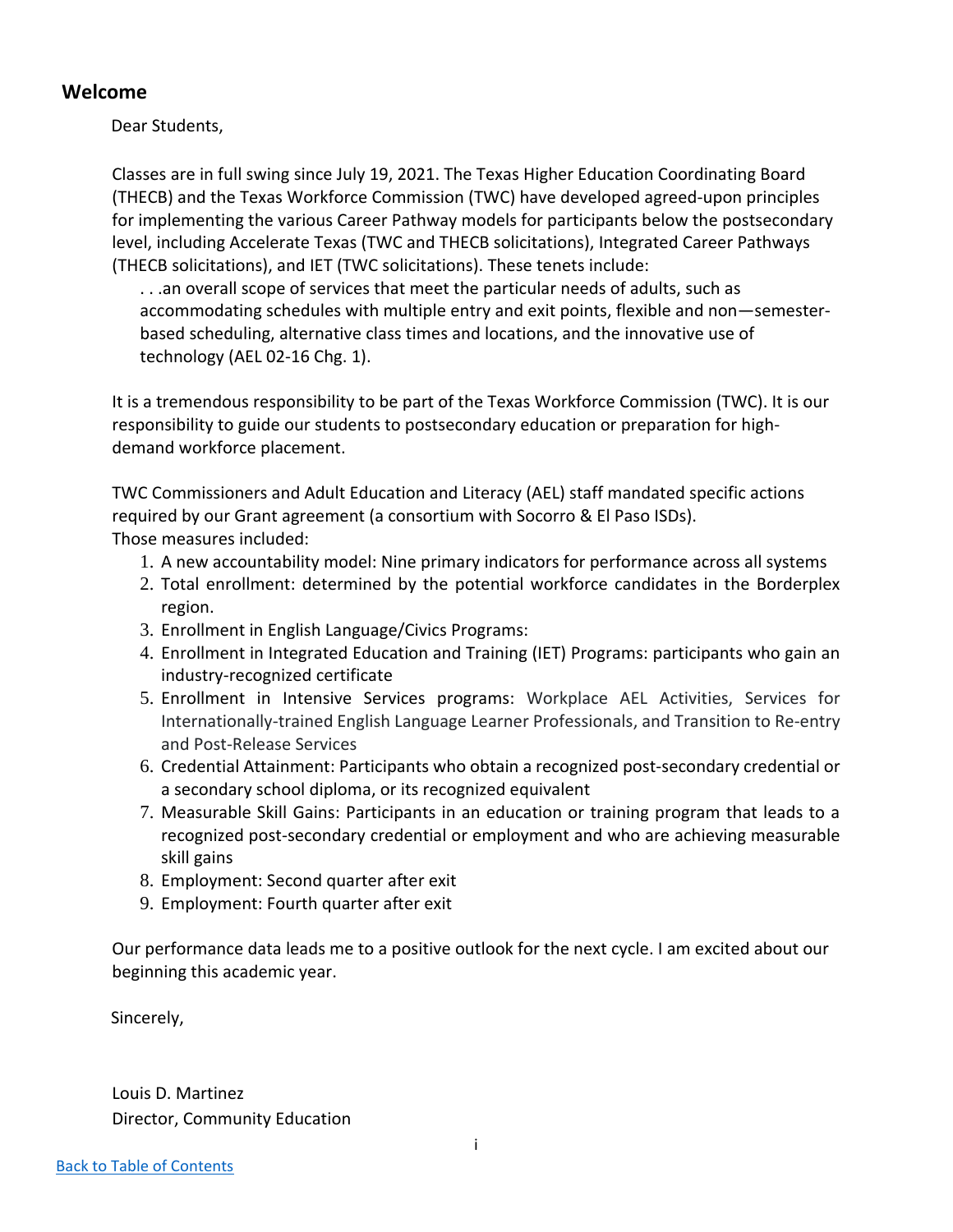## Welcome

Dear Students,

Classes are in full swing since July 19, 2021. The Texas Higher Education Coordinating Board (THECB) and the Texas Workforce Commission (TWC) have developed agreed-upon principles for implementing the various Career Pathway models for participants below the postsecondary level, including Accelerate Texas (TWC and THECB solicitations), Integrated Career Pathways (THECB solicitations), and IET (TWC solicitations). These tenets include:

> . . .an overall scope of services that meet the particular needs of adults, such as accommodating schedules with multiple entry and exit points, flexible and non—semester-based scheduling, alternative class times and locations, and the innovative use of technology (AEL 02-16 Chg. 1).

It is a tremendous responsibility to be part of the Texas Workforce Commission (TWC). It is our responsibility to guide our students to postsecondary education or preparation for high-demand workforce placement.

TWC Commissioners and Adult Education and Literacy (AEL) staff mandated specific actions required by our Grant agreement (a consortium with Socorro & El Paso ISDs).
Those measures included:

1. A new accountability model: Nine primary indicators for performance across all systems
2. Total enrollment: determined by the potential workforce candidates in the Borderplex region.
3. Enrollment in English Language/Civics Programs:
4. Enrollment in Integrated Education and Training (IET) Programs: participants who gain an industry-recognized certificate
5. Enrollment in Intensive Services programs: Workplace AEL Activities, Services for Internationally-trained English Language Learner Professionals, and Transition to Re-entry and Post-Release Services
6. Credential Attainment: Participants who obtain a recognized post-secondary credential or a secondary school diploma, or its recognized equivalent
7. Measurable Skill Gains: Participants in an education or training program that leads to a recognized post-secondary credential or employment and who are achieving measurable skill gains
8. Employment: Second quarter after exit
9. Employment: Fourth quarter after exit

Our performance data leads me to a positive outlook for the next cycle. I am excited about our beginning this academic year.

Sincerely,

Louis D. Martinez
Director, Community Education

Back to Table of Contents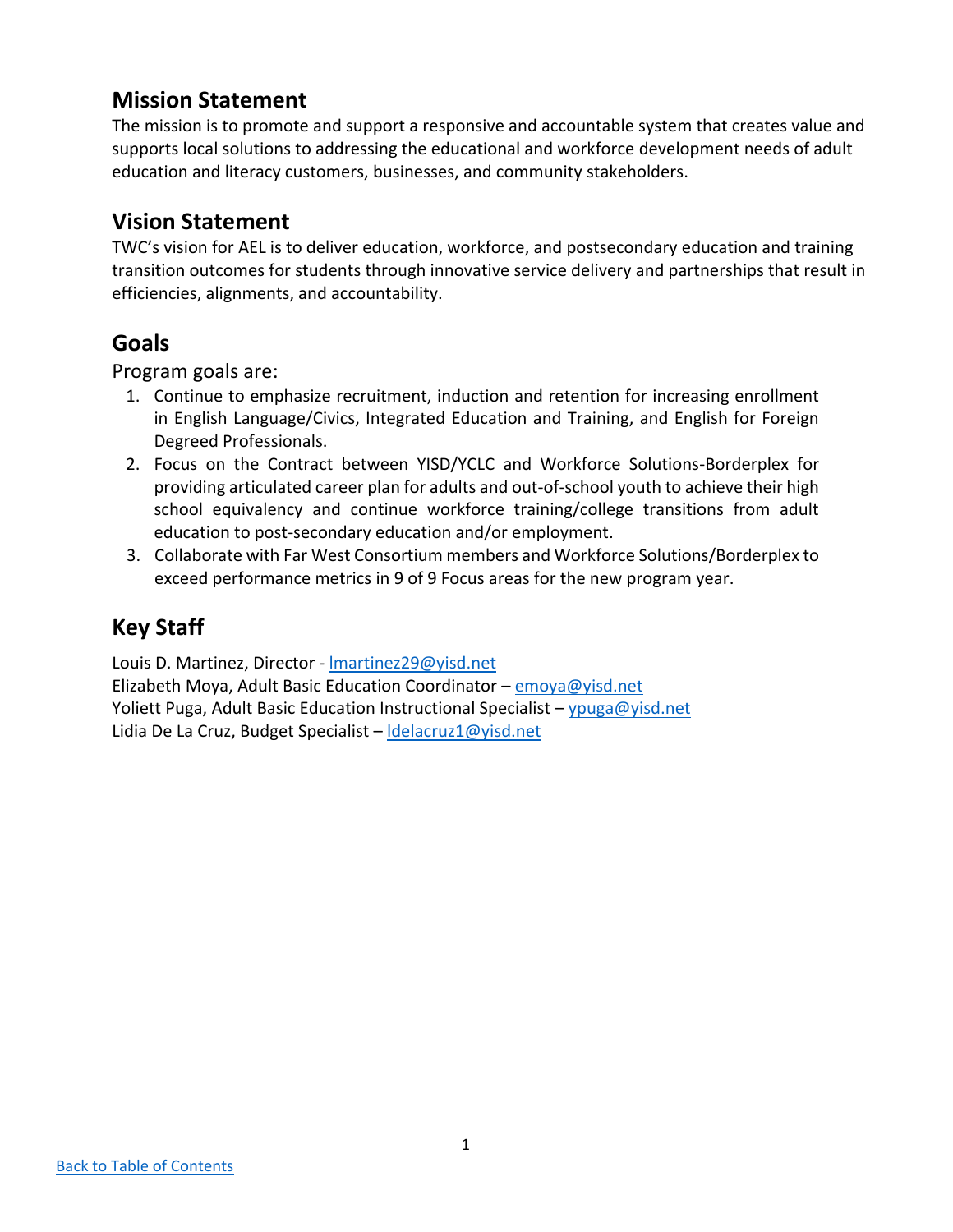## Mission Statement

The mission is to promote and support a responsive and accountable system that creates value and supports local solutions to addressing the educational and workforce development needs of adult education and literacy customers, businesses, and community stakeholders.

## Vision Statement

TWC's vision for AEL is to deliver education, workforce, and postsecondary education and training transition outcomes for students through innovative service delivery and partnerships that result in efficiencies, alignments, and accountability.

## Goals

Program goals are:

1. Continue to emphasize recruitment, induction and retention for increasing enrollment in English Language/Civics, Integrated Education and Training, and English for Foreign Degreed Professionals.
2. Focus on the Contract between YISD/YCLC and Workforce Solutions-Borderplex for providing articulated career plan for adults and out-of-school youth to achieve their high school equivalency and continue workforce training/college transitions from adult education to post-secondary education and/or employment.
3. Collaborate with Far West Consortium members and Workforce Solutions/Borderplex to exceed performance metrics in 9 of 9 Focus areas for the new program year.

## Key Staff

Louis D. Martinez, Director - lmartinez29@yisd.net
Elizabeth Moya, Adult Basic Education Coordinator – emoya@yisd.net
Yoliett Puga, Adult Basic Education Instructional Specialist – ypuga@yisd.net
Lidia De La Cruz, Budget Specialist – ldelacruz1@yisd.net

Back to Table of Contents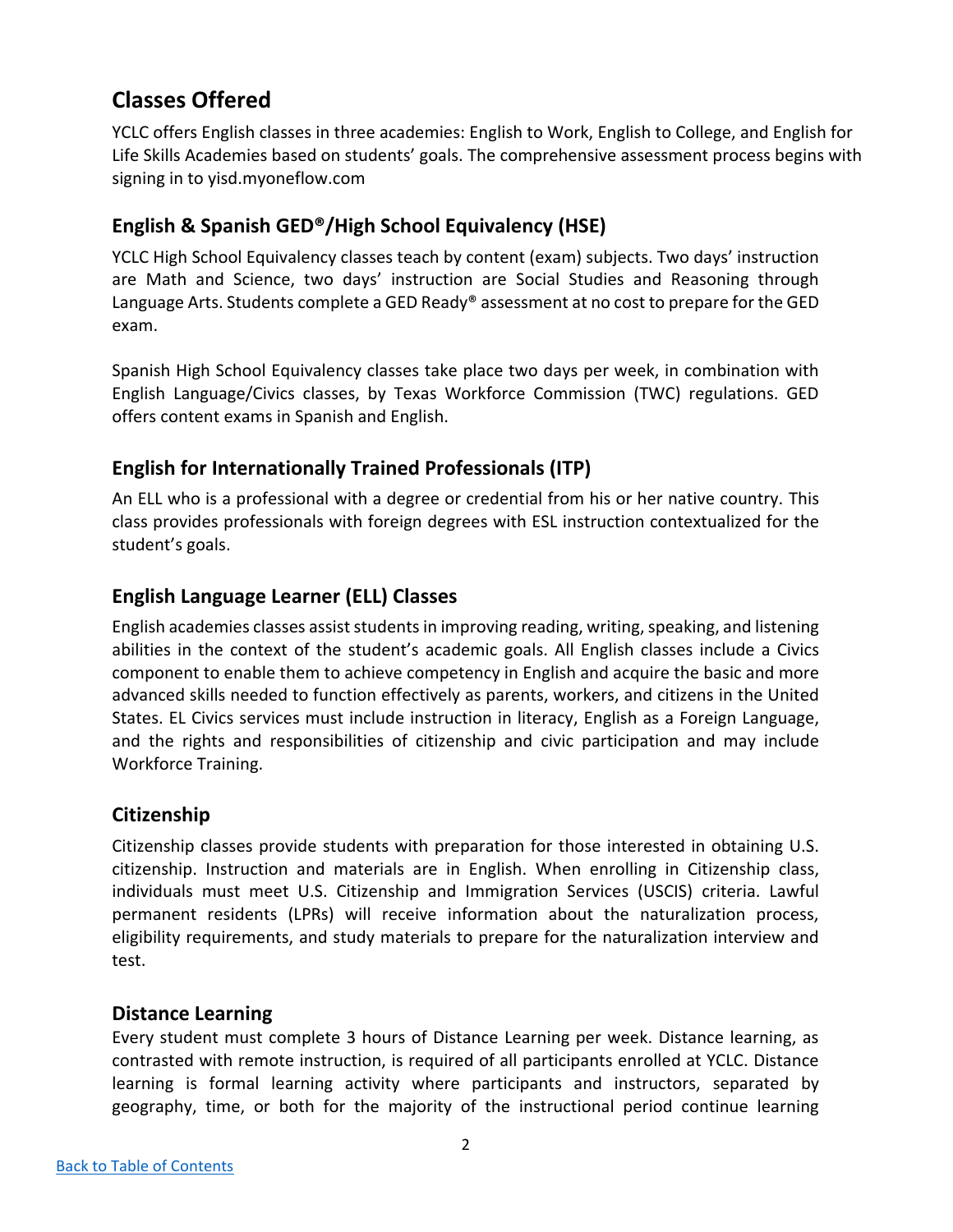## Classes Offered

YCLC offers English classes in three academies: English to Work, English to College, and English for Life Skills Academies based on students' goals. The comprehensive assessment process begins with signing in to yisd.myoneflow.com

### English & Spanish GED®/High School Equivalency (HSE)

YCLC High School Equivalency classes teach by content (exam) subjects. Two days' instruction are Math and Science, two days' instruction are Social Studies and Reasoning through Language Arts. Students complete a GED Ready® assessment at no cost to prepare for the GED exam.

Spanish High School Equivalency classes take place two days per week, in combination with English Language/Civics classes, by Texas Workforce Commission (TWC) regulations. GED offers content exams in Spanish and English.

### English for Internationally Trained Professionals (ITP)

An ELL who is a professional with a degree or credential from his or her native country. This class provides professionals with foreign degrees with ESL instruction contextualized for the student's goals.

### English Language Learner (ELL) Classes

English academies classes assist students in improving reading, writing, speaking, and listening abilities in the context of the student's academic goals. All English classes include a Civics component to enable them to achieve competency in English and acquire the basic and more advanced skills needed to function effectively as parents, workers, and citizens in the United States. EL Civics services must include instruction in literacy, English as a Foreign Language, and the rights and responsibilities of citizenship and civic participation and may include Workforce Training.

### Citizenship

Citizenship classes provide students with preparation for those interested in obtaining U.S. citizenship. Instruction and materials are in English. When enrolling in Citizenship class, individuals must meet U.S. Citizenship and Immigration Services (USCIS) criteria. Lawful permanent residents (LPRs) will receive information about the naturalization process, eligibility requirements, and study materials to prepare for the naturalization interview and test.

### Distance Learning

Every student must complete 3 hours of Distance Learning per week. Distance learning, as contrasted with remote instruction, is required of all participants enrolled at YCLC. Distance learning is formal learning activity where participants and instructors, separated by geography, time, or both for the majority of the instructional period continue learning

Back to Table of Contents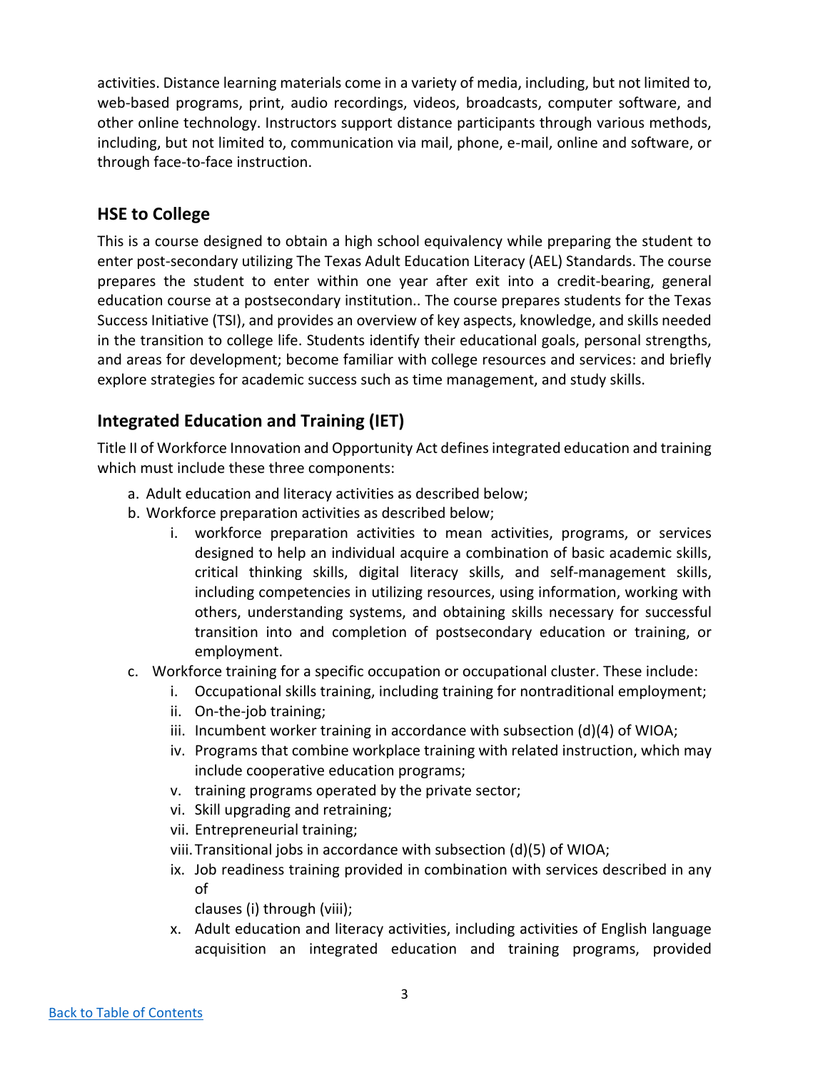activities. Distance learning materials come in a variety of media, including, but not limited to, web-based programs, print, audio recordings, videos, broadcasts, computer software, and other online technology. Instructors support distance participants through various methods, including, but not limited to, communication via mail, phone, e-mail, online and software, or through face-to-face instruction.

## HSE to College

This is a course designed to obtain a high school equivalency while preparing the student to enter post-secondary utilizing The Texas Adult Education Literacy (AEL) Standards. The course prepares the student to enter within one year after exit into a credit-bearing, general education course at a postsecondary institution.. The course prepares students for the Texas Success Initiative (TSI), and provides an overview of key aspects, knowledge, and skills needed in the transition to college life. Students identify their educational goals, personal strengths, and areas for development; become familiar with college resources and services: and briefly explore strategies for academic success such as time management, and study skills.

## Integrated Education and Training (IET)

Title II of Workforce Innovation and Opportunity Act defines integrated education and training which must include these three components:

a. Adult education and literacy activities as described below;
b. Workforce preparation activities as described below;
    i. workforce preparation activities to mean activities, programs, or services designed to help an individual acquire a combination of basic academic skills, critical thinking skills, digital literacy skills, and self-management skills, including competencies in utilizing resources, using information, working with others, understanding systems, and obtaining skills necessary for successful transition into and completion of postsecondary education or training, or employment.
c. Workforce training for a specific occupation or occupational cluster. These include:
    i. Occupational skills training, including training for nontraditional employment;
    ii. On-the-job training;
    iii. Incumbent worker training in accordance with subsection (d)(4) of WIOA;
    iv. Programs that combine workplace training with related instruction, which may include cooperative education programs;
    v. training programs operated by the private sector;
    vi. Skill upgrading and retraining;
    vii. Entrepreneurial training;
    viii. Transitional jobs in accordance with subsection (d)(5) of WIOA;
    ix. Job readiness training provided in combination with services described in any of clauses (i) through (viii);
    x. Adult education and literacy activities, including activities of English language acquisition an integrated education and training programs, provided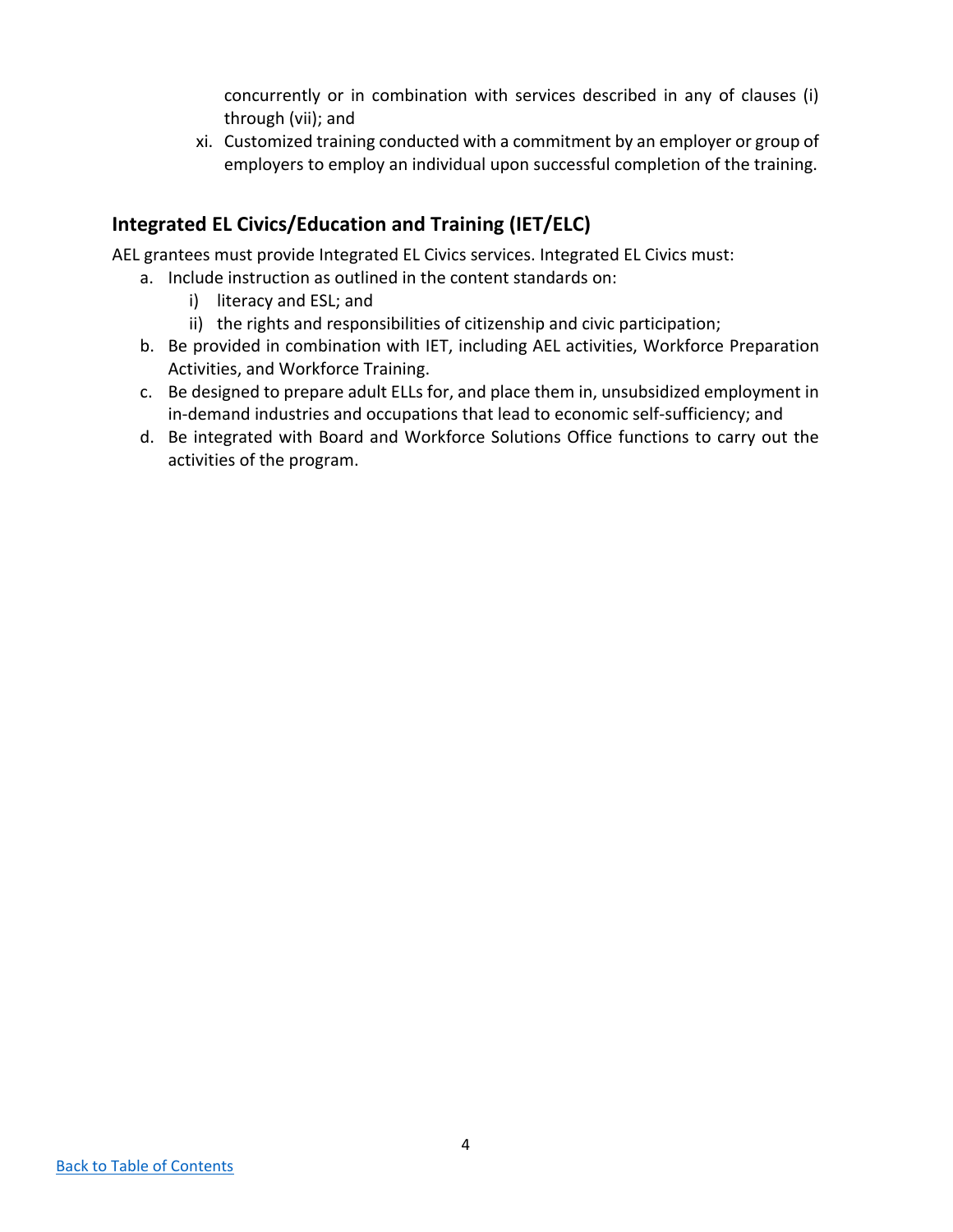concurrently or in combination with services described in any of clauses (i) through (vii); and

xi. Customized training conducted with a commitment by an employer or group of employers to employ an individual upon successful completion of the training.

## Integrated EL Civics/Education and Training (IET/ELC)

AEL grantees must provide Integrated EL Civics services. Integrated EL Civics must:

a. Include instruction as outlined in the content standards on:
   i) literacy and ESL; and
   ii) the rights and responsibilities of citizenship and civic participation;
b. Be provided in combination with IET, including AEL activities, Workforce Preparation Activities, and Workforce Training.
c. Be designed to prepare adult ELLs for, and place them in, unsubsidized employment in in-demand industries and occupations that lead to economic self-sufficiency; and
d. Be integrated with Board and Workforce Solutions Office functions to carry out the activities of the program.

[Back to Table of Contents]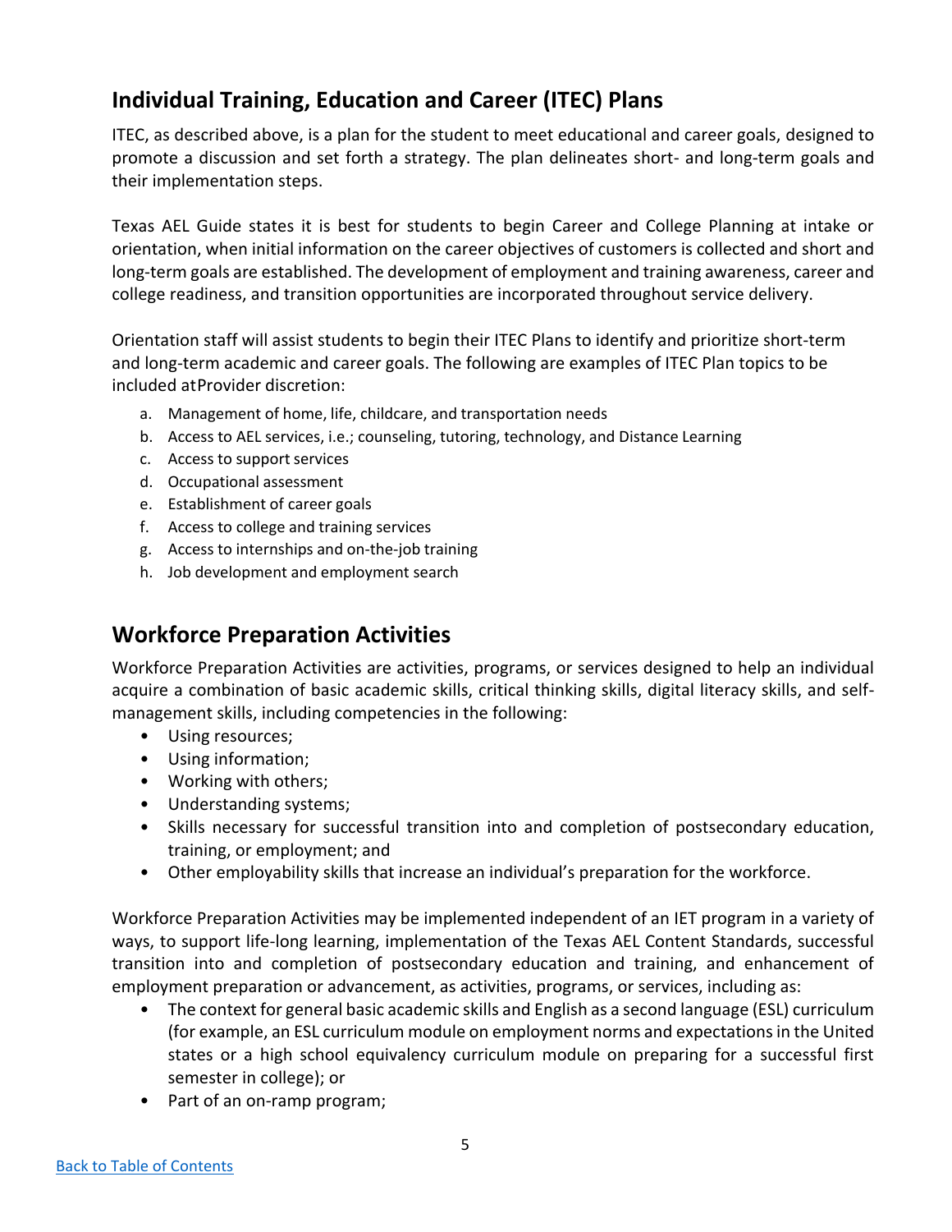## Individual Training, Education and Career (ITEC) Plans

ITEC, as described above, is a plan for the student to meet educational and career goals, designed to promote a discussion and set forth a strategy. The plan delineates short- and long-term goals and their implementation steps.

Texas AEL Guide states it is best for students to begin Career and College Planning at intake or orientation, when initial information on the career objectives of customers is collected and short and long-term goals are established. The development of employment and training awareness, career and college readiness, and transition opportunities are incorporated throughout service delivery.

Orientation staff will assist students to begin their ITEC Plans to identify and prioritize short-term and long-term academic and career goals. The following are examples of ITEC Plan topics to be included atProvider discretion:

a. Management of home, life, childcare, and transportation needs
b. Access to AEL services, i.e.; counseling, tutoring, technology, and Distance Learning
c. Access to support services
d. Occupational assessment
e. Establishment of career goals
f. Access to college and training services
g. Access to internships and on-the-job training
h. Job development and employment search

## Workforce Preparation Activities

Workforce Preparation Activities are activities, programs, or services designed to help an individual acquire a combination of basic academic skills, critical thinking skills, digital literacy skills, and self-management skills, including competencies in the following:

- Using resources;
- Using information;
- Working with others;
- Understanding systems;
- Skills necessary for successful transition into and completion of postsecondary education, training, or employment; and
- Other employability skills that increase an individual's preparation for the workforce.

Workforce Preparation Activities may be implemented independent of an IET program in a variety of ways, to support life-long learning, implementation of the Texas AEL Content Standards, successful transition into and completion of postsecondary education and training, and enhancement of employment preparation or advancement, as activities, programs, or services, including as:

- The context for general basic academic skills and English as a second language (ESL) curriculum (for example, an ESL curriculum module on employment norms and expectations in the United states or a high school equivalency curriculum module on preparing for a successful first semester in college); or
- Part of an on-ramp program;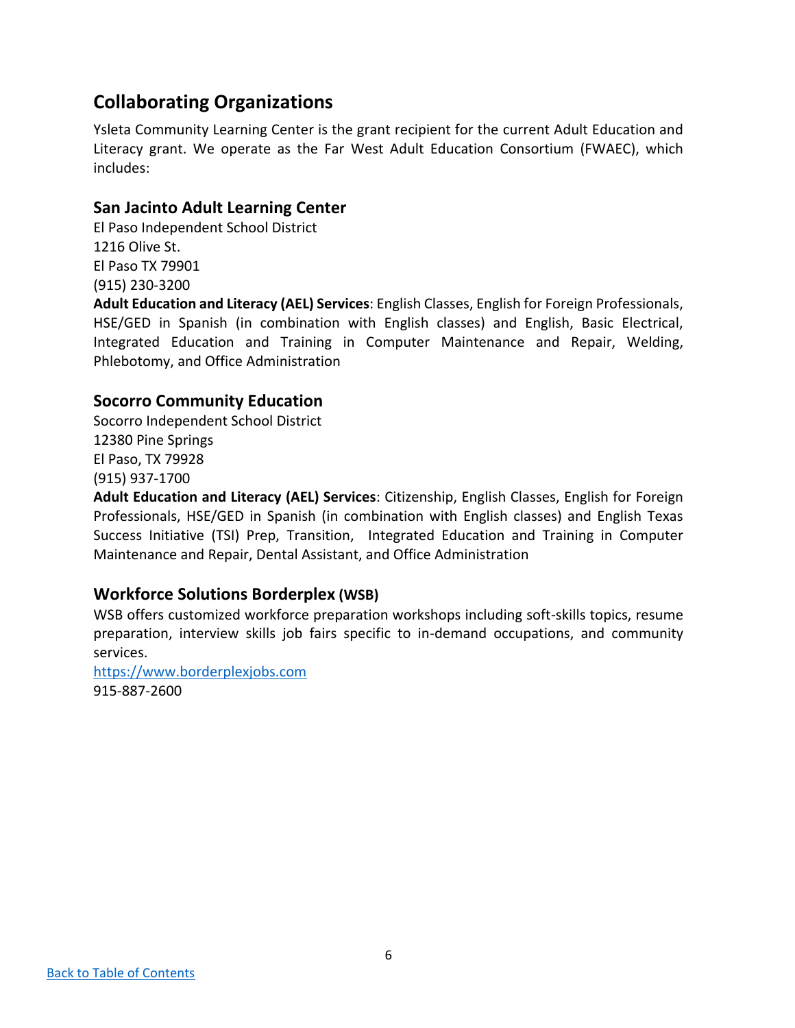## Collaborating Organizations

Ysleta Community Learning Center is the grant recipient for the current Adult Education and Literacy grant. We operate as the Far West Adult Education Consortium (FWAEC), which includes:

### San Jacinto Adult Learning Center

El Paso Independent School District
1216 Olive St.
El Paso TX 79901
(915) 230-3200

**Adult Education and Literacy (AEL) Services**: English Classes, English for Foreign Professionals, HSE/GED in Spanish (in combination with English classes) and English, Basic Electrical, Integrated Education and Training in Computer Maintenance and Repair, Welding, Phlebotomy, and Office Administration

### Socorro Community Education

Socorro Independent School District
12380 Pine Springs
El Paso, TX 79928
(915) 937-1700

**Adult Education and Literacy (AEL) Services**: Citizenship, English Classes, English for Foreign Professionals, HSE/GED in Spanish (in combination with English classes) and English Texas Success Initiative (TSI) Prep, Transition, Integrated Education and Training in Computer Maintenance and Repair, Dental Assistant, and Office Administration

### Workforce Solutions Borderplex (WSB)

WSB offers customized workforce preparation workshops including soft-skills topics, resume preparation, interview skills job fairs specific to in-demand occupations, and community services.

[https://www.borderplexjobs.com](https://www.borderplexjobs.com)
915-887-2600

[Back to Table of Contents]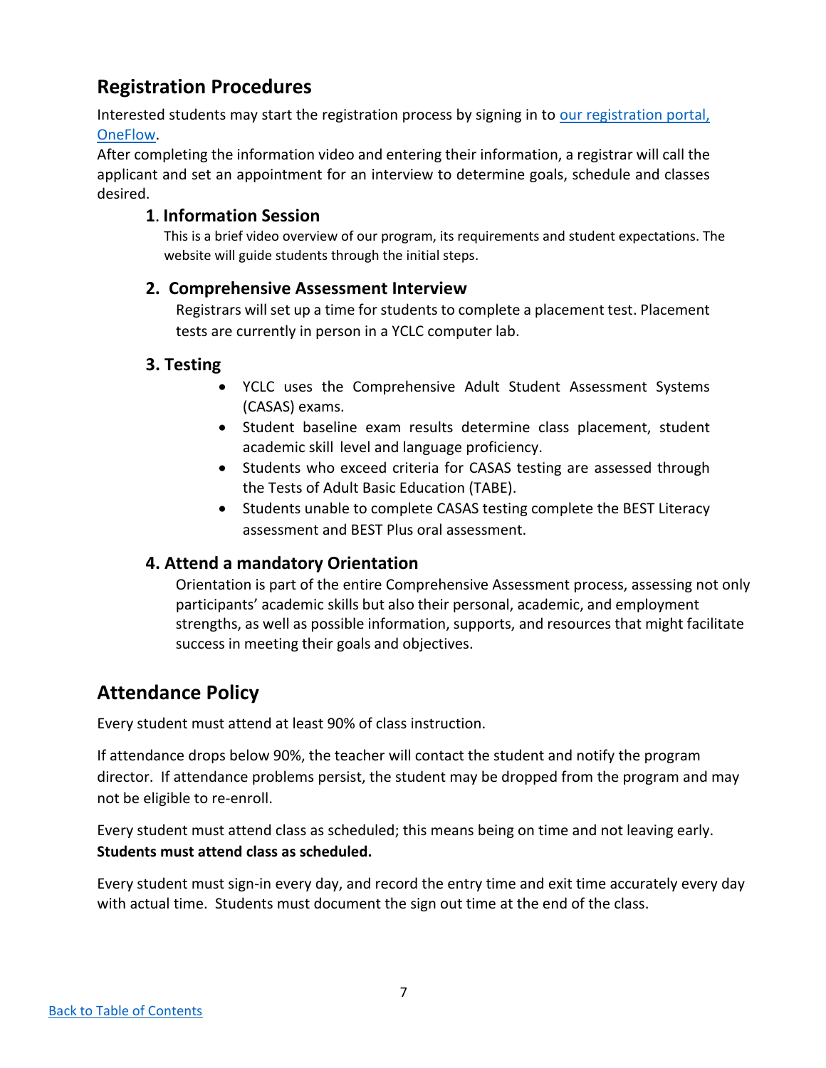## Registration Procedures

Interested students may start the registration process by signing in to [our registration portal, OneFlow](#).
After completing the information video and entering their information, a registrar will call the applicant and set an appointment for an interview to determine goals, schedule and classes desired.

### 1. Information Session

This is a brief video overview of our program, its requirements and student expectations. The website will guide students through the initial steps.

### 2. Comprehensive Assessment Interview

Registrars will set up a time for students to complete a placement test. Placement tests are currently in person in a YCLC computer lab.

### 3. Testing

- YCLC uses the Comprehensive Adult Student Assessment Systems (CASAS) exams.
- Student baseline exam results determine class placement, student academic skill level and language proficiency.
- Students who exceed criteria for CASAS testing are assessed through the Tests of Adult Basic Education (TABE).
- Students unable to complete CASAS testing complete the BEST Literacy assessment and BEST Plus oral assessment.

### 4. Attend a mandatory Orientation

Orientation is part of the entire Comprehensive Assessment process, assessing not only participants' academic skills but also their personal, academic, and employment strengths, as well as possible information, supports, and resources that might facilitate success in meeting their goals and objectives.

## Attendance Policy

Every student must attend at least 90% of class instruction.

If attendance drops below 90%, the teacher will contact the student and notify the program director. If attendance problems persist, the student may be dropped from the program and may not be eligible to re-enroll.

Every student must attend class as scheduled; this means being on time and not leaving early. **Students must attend class as scheduled.**

Every student must sign-in every day, and record the entry time and exit time accurately every day with actual time. Students must document the sign out time at the end of the class.

[Back to Table of Contents](#)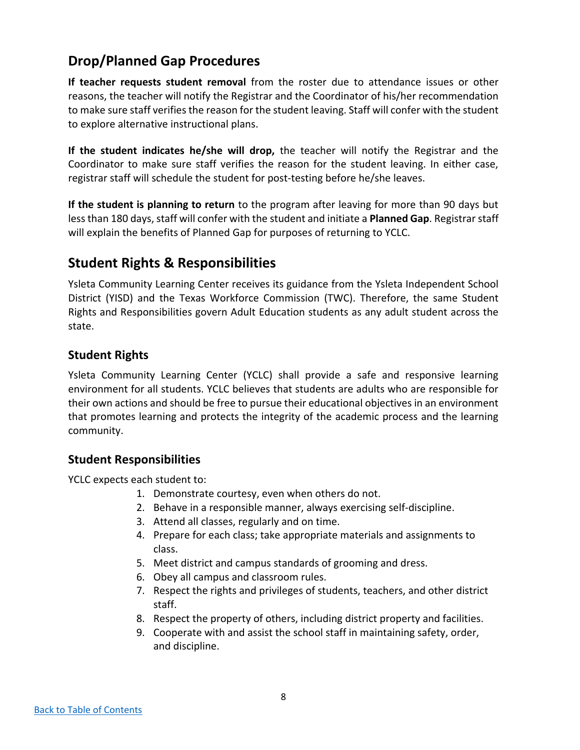## Drop/Planned Gap Procedures

**If teacher requests student removal** from the roster due to attendance issues or other reasons, the teacher will notify the Registrar and the Coordinator of his/her recommendation to make sure staff verifies the reason for the student leaving. Staff will confer with the student to explore alternative instructional plans.

**If the student indicates he/she will drop,** the teacher will notify the Registrar and the Coordinator to make sure staff verifies the reason for the student leaving. In either case, registrar staff will schedule the student for post-testing before he/she leaves.

**If the student is planning to return** to the program after leaving for more than 90 days but less than 180 days, staff will confer with the student and initiate a **Planned Gap**. Registrar staff will explain the benefits of Planned Gap for purposes of returning to YCLC.

## Student Rights & Responsibilities

Ysleta Community Learning Center receives its guidance from the Ysleta Independent School District (YISD) and the Texas Workforce Commission (TWC). Therefore, the same Student Rights and Responsibilities govern Adult Education students as any adult student across the state.

### Student Rights

Ysleta Community Learning Center (YCLC) shall provide a safe and responsive learning environment for all students. YCLC believes that students are adults who are responsible for their own actions and should be free to pursue their educational objectives in an environment that promotes learning and protects the integrity of the academic process and the learning community.

### Student Responsibilities

YCLC expects each student to:

1. Demonstrate courtesy, even when others do not.
2. Behave in a responsible manner, always exercising self-discipline.
3. Attend all classes, regularly and on time.
4. Prepare for each class; take appropriate materials and assignments to class.
5. Meet district and campus standards of grooming and dress.
6. Obey all campus and classroom rules.
7. Respect the rights and privileges of students, teachers, and other district staff.
8. Respect the property of others, including district property and facilities.
9. Cooperate with and assist the school staff in maintaining safety, order, and discipline.

Back to Table of Contents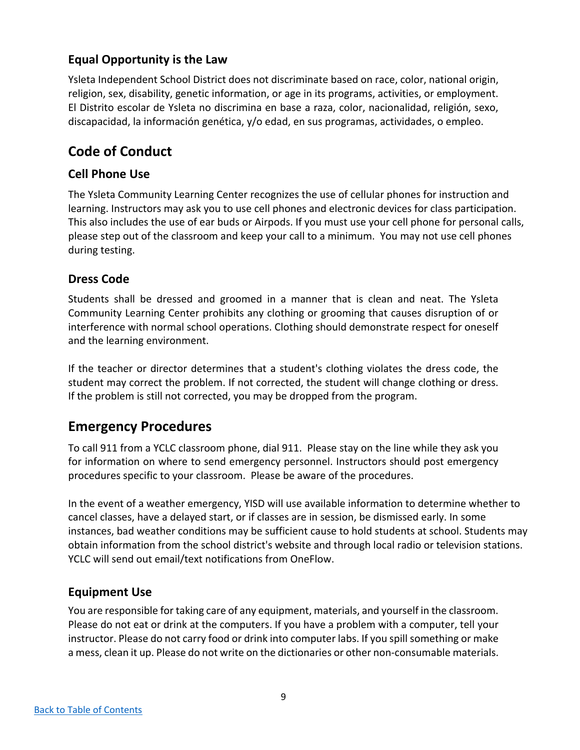### Equal Opportunity is the Law

Ysleta Independent School District does not discriminate based on race, color, national origin, religion, sex, disability, genetic information, or age in its programs, activities, or employment. El Distrito escolar de Ysleta no discrimina en base a raza, color, nacionalidad, religión, sexo, discapacidad, la información genética, y/o edad, en sus programas, actividades, o empleo.

## Code of Conduct

### Cell Phone Use

The Ysleta Community Learning Center recognizes the use of cellular phones for instruction and learning. Instructors may ask you to use cell phones and electronic devices for class participation. This also includes the use of ear buds or Airpods. If you must use your cell phone for personal calls, please step out of the classroom and keep your call to a minimum. You may not use cell phones during testing.

### Dress Code

Students shall be dressed and groomed in a manner that is clean and neat. The Ysleta Community Learning Center prohibits any clothing or grooming that causes disruption of or interference with normal school operations. Clothing should demonstrate respect for oneself and the learning environment.

If the teacher or director determines that a student's clothing violates the dress code, the student may correct the problem. If not corrected, the student will change clothing or dress. If the problem is still not corrected, you may be dropped from the program.

## Emergency Procedures

To call 911 from a YCLC classroom phone, dial 911. Please stay on the line while they ask you for information on where to send emergency personnel. Instructors should post emergency procedures specific to your classroom. Please be aware of the procedures.

In the event of a weather emergency, YISD will use available information to determine whether to cancel classes, have a delayed start, or if classes are in session, be dismissed early. In some instances, bad weather conditions may be sufficient cause to hold students at school. Students may obtain information from the school district's website and through local radio or television stations. YCLC will send out email/text notifications from OneFlow.

### Equipment Use

You are responsible for taking care of any equipment, materials, and yourself in the classroom. Please do not eat or drink at the computers. If you have a problem with a computer, tell your instructor. Please do not carry food or drink into computer labs. If you spill something or make a mess, clean it up. Please do not write on the dictionaries or other non-consumable materials.

Back to Table of Contents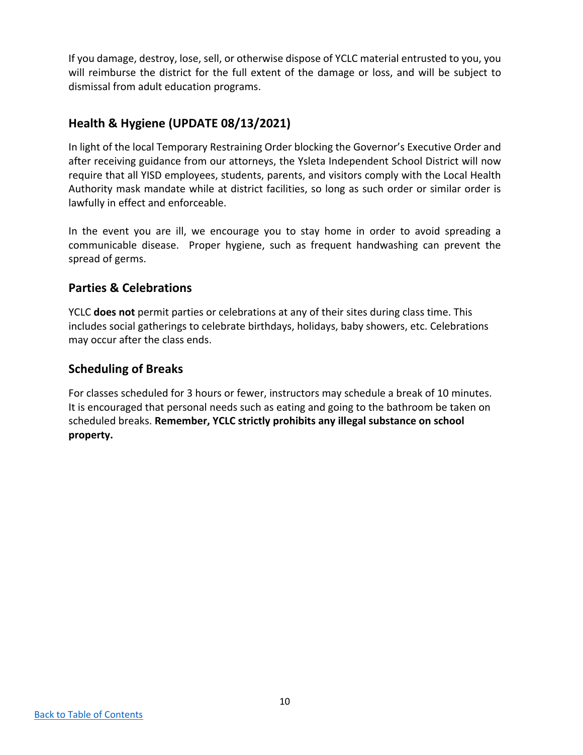If you damage, destroy, lose, sell, or otherwise dispose of YCLC material entrusted to you, you will reimburse the district for the full extent of the damage or loss, and will be subject to dismissal from adult education programs.

## Health & Hygiene (UPDATE 08/13/2021)

In light of the local Temporary Restraining Order blocking the Governor's Executive Order and after receiving guidance from our attorneys, the Ysleta Independent School District will now require that all YISD employees, students, parents, and visitors comply with the Local Health Authority mask mandate while at district facilities, so long as such order or similar order is lawfully in effect and enforceable.

In the event you are ill, we encourage you to stay home in order to avoid spreading a communicable disease. Proper hygiene, such as frequent handwashing can prevent the spread of germs.

## Parties & Celebrations

YCLC **does not** permit parties or celebrations at any of their sites during class time. This includes social gatherings to celebrate birthdays, holidays, baby showers, etc. Celebrations may occur after the class ends.

## Scheduling of Breaks

For classes scheduled for 3 hours or fewer, instructors may schedule a break of 10 minutes. It is encouraged that personal needs such as eating and going to the bathroom be taken on scheduled breaks. **Remember, YCLC strictly prohibits any illegal substance on school property.**

[Back to Table of Contents]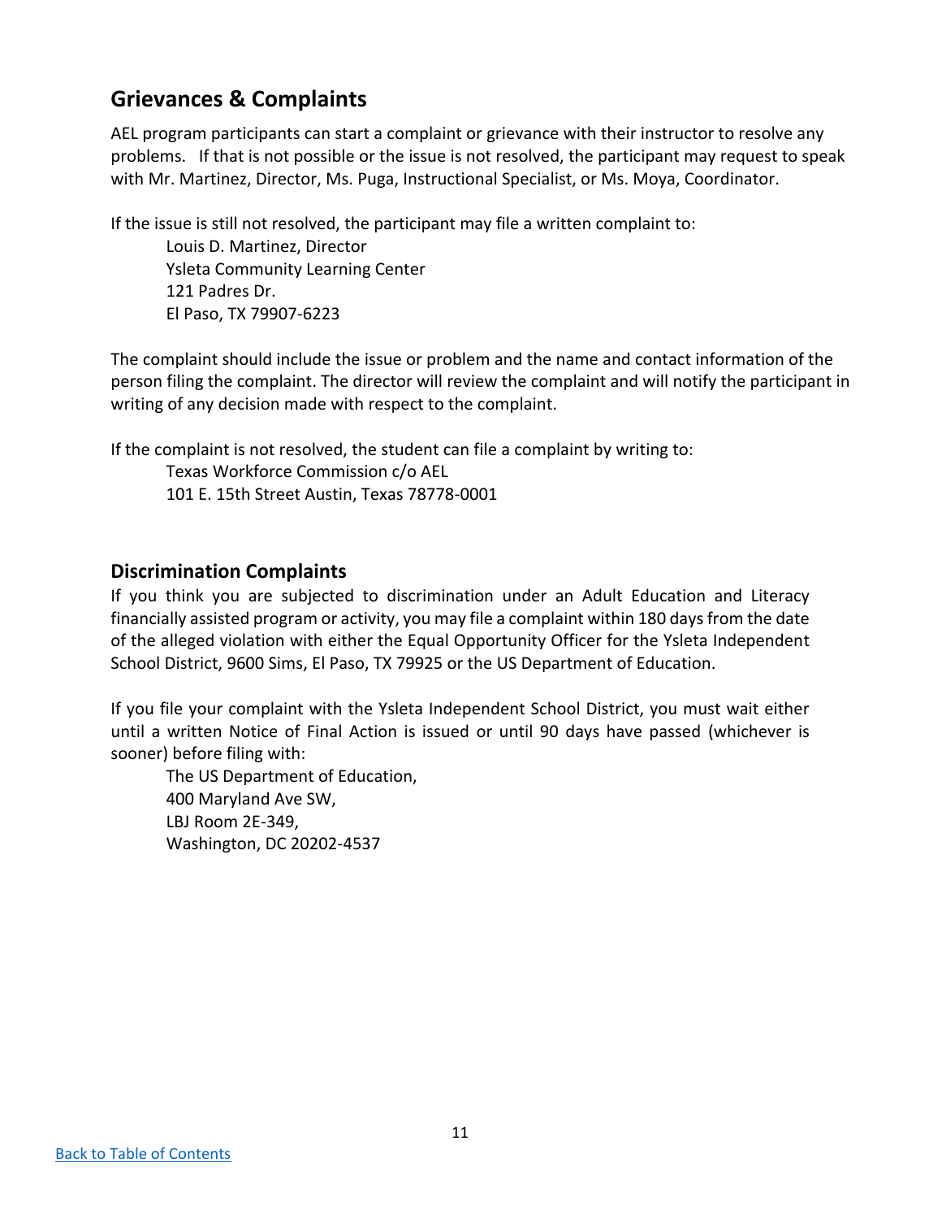## Grievances & Complaints

AEL program participants can start a complaint or grievance with their instructor to resolve any problems. If that is not possible or the issue is not resolved, the participant may request to speak with Mr. Martinez, Director, Ms. Puga, Instructional Specialist, or Ms. Moya, Coordinator.

If the issue is still not resolved, the participant may file a written complaint to:

Louis D. Martinez, Director
Ysleta Community Learning Center
121 Padres Dr.
El Paso, TX 79907-6223

The complaint should include the issue or problem and the name and contact information of the person filing the complaint. The director will review the complaint and will notify the participant in writing of any decision made with respect to the complaint.

If the complaint is not resolved, the student can file a complaint by writing to:

Texas Workforce Commission c/o AEL
101 E. 15th Street Austin, Texas 78778-0001

### Discrimination Complaints

If you think you are subjected to discrimination under an Adult Education and Literacy financially assisted program or activity, you may file a complaint within 180 days from the date of the alleged violation with either the Equal Opportunity Officer for the Ysleta Independent School District, 9600 Sims, El Paso, TX 79925 or the US Department of Education.

If you file your complaint with the Ysleta Independent School District, you must wait either until a written Notice of Final Action is issued or until 90 days have passed (whichever is sooner) before filing with:

The US Department of Education,
400 Maryland Ave SW,
LBJ Room 2E-349,
Washington, DC 20202-4537

Back to Table of Contents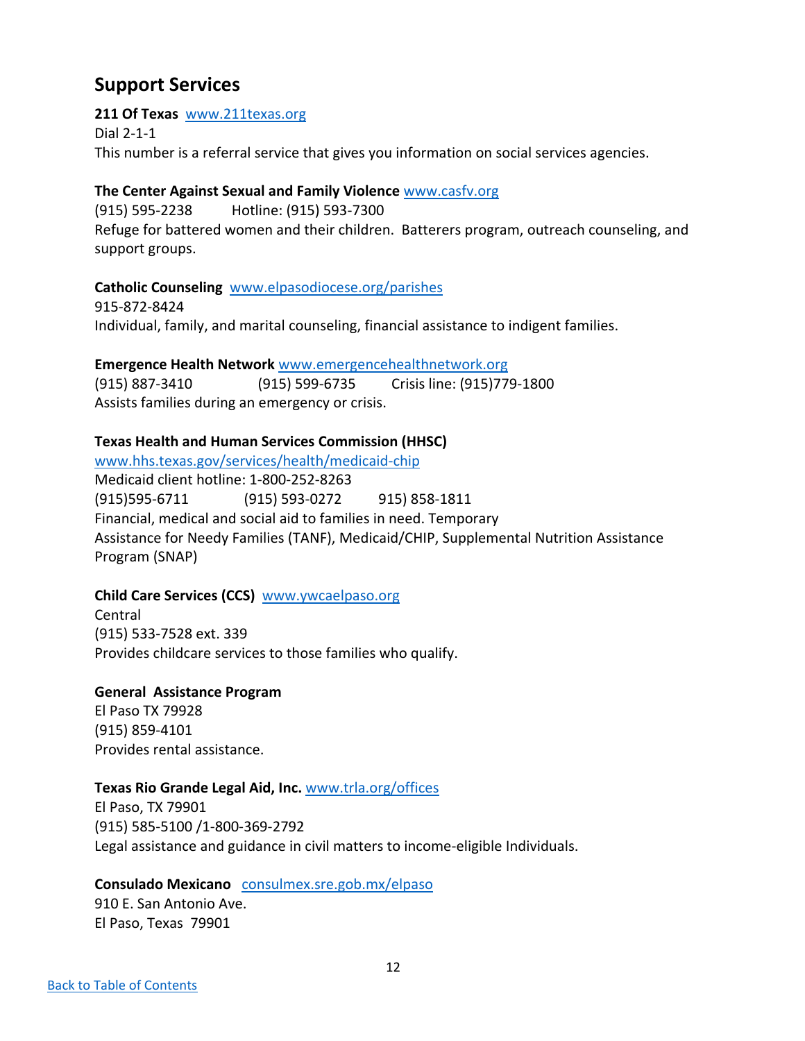## Support Services

**211 Of Texas** www.211texas.org
Dial 2-1-1
This number is a referral service that gives you information on social services agencies.

**The Center Against Sexual and Family Violence** www.casfv.org
(915) 595-2238 Hotline: (915) 593-7300
Refuge for battered women and their children. Batterers program, outreach counseling, and support groups.

**Catholic Counseling** www.elpasodiocese.org/parishes
915-872-8424
Individual, family, and marital counseling, financial assistance to indigent families.

**Emergence Health Network** www.emergencehealthnetwork.org
(915) 887-3410 (915) 599-6735 Crisis line: (915)779-1800
Assists families during an emergency or crisis.

**Texas Health and Human Services Commission (HHSC)**
www.hhs.texas.gov/services/health/medicaid-chip
Medicaid client hotline: 1-800-252-8263
(915)595-6711 (915) 593-0272 915) 858-1811
Financial, medical and social aid to families in need. Temporary Assistance for Needy Families (TANF), Medicaid/CHIP, Supplemental Nutrition Assistance Program (SNAP)

**Child Care Services (CCS)** www.ywcaelpaso.org
Central
(915) 533-7528 ext. 339
Provides childcare services to those families who qualify.

**General Assistance Program**
El Paso TX 79928
(915) 859-4101
Provides rental assistance.

**Texas Rio Grande Legal Aid, Inc.** www.trla.org/offices
El Paso, TX 79901
(915) 585-5100 /1-800-369-2792
Legal assistance and guidance in civil matters to income-eligible Individuals.

**Consulado Mexicano** consulmex.sre.gob.mx/elpaso
910 E. San Antonio Ave.
El Paso, Texas 79901

Back to Table of Contents